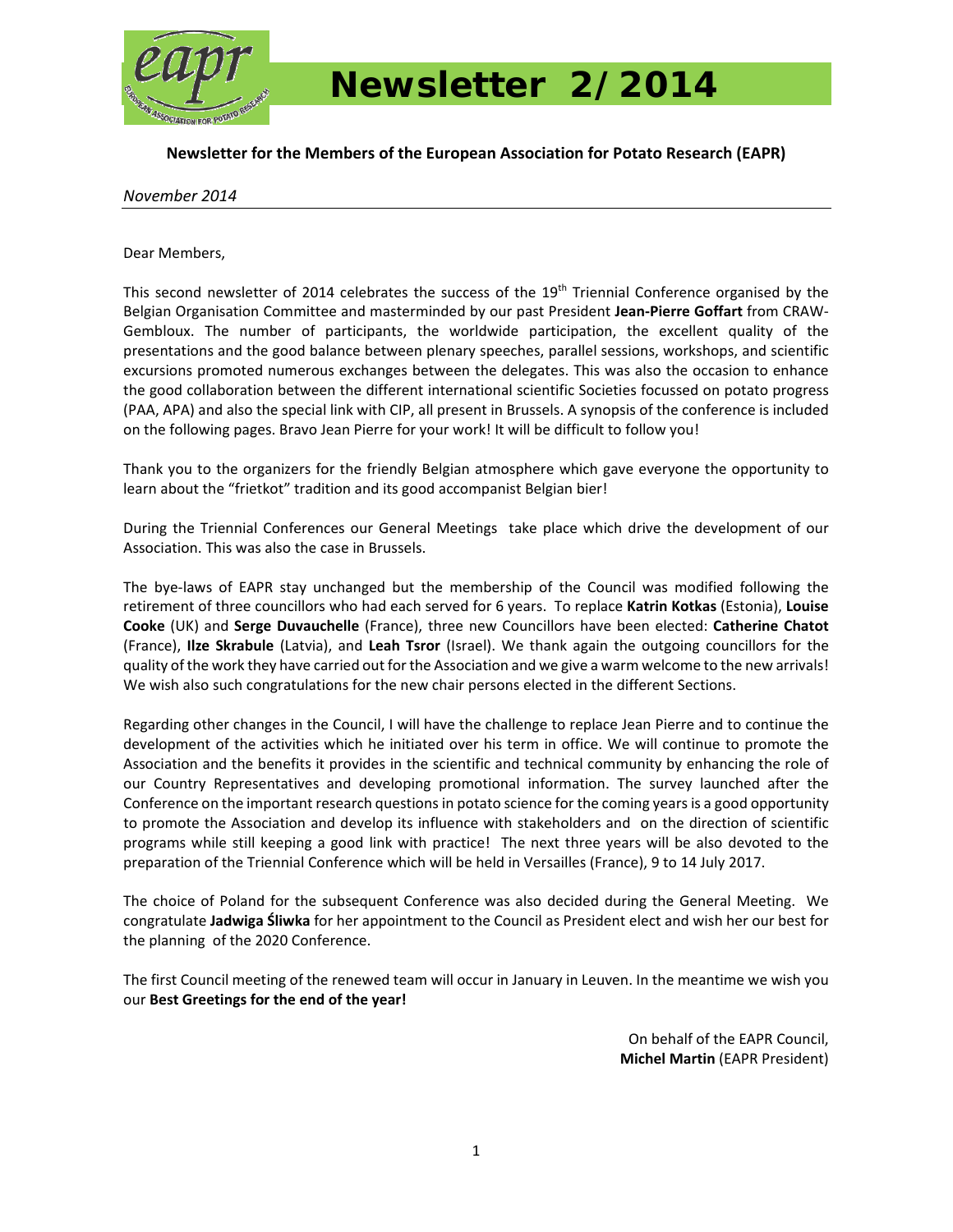# Newsletter 2/2014

**Newsletter for the Members of the European Association for Potato Research (EAPR)**

*November 2014*

---

Dear Members,

This second newsletter of 2014 celebrates the success of the 19th Triennial Conference organised by the Belgian Organisation Committee and masterminded by our past President **Jean-Pierre Goffart** from CRAW-Gembloux. The number of participants, the worldwide participation, the excellent quality of the presentations and the good balance between plenary speeches, parallel sessions, workshops, and scientific excursions promoted numerous exchanges between the delegates. This was also the occasion to enhance the good collaboration between the different international scientific Societies focussed on potato progress (PAA, APA) and also the special link with CIP, all present in Brussels. A synopsis of the conference is included on the following pages. Bravo Jean Pierre for your work! It will be difficult to follow you!

Thank you to the organizers for the friendly Belgian atmosphere which gave everyone the opportunity to learn about the "frietkot" tradition and its good accompanist Belgian bier!

During the Triennial Conferences our General Meetings take place which drive the development of our Association. This was also the case in Brussels.

The bye-laws of EAPR stay unchanged but the membership of the Council was modified following the retirement of three councillors who had each served for 6 years. To replace **Katrin Kotkas** (Estonia), **Louise Cooke** (UK) and **Serge Duvauchelle** (France), three new Councillors have been elected: **Catherine Chatot** (France), **Ilze Skrabule** (Latvia), and **Leah Tsror** (Israel). We thank again the outgoing councillors for the quality of the work they have carried out for the Association and we give a warm welcome to the new arrivals! We wish also such congratulations for the new chair persons elected in the different Sections.

Regarding other changes in the Council, I will have the challenge to replace Jean Pierre and to continue the development of the activities which he initiated over his term in office. We will continue to promote the Association and the benefits it provides in the scientific and technical community by enhancing the role of our Country Representatives and developing promotional information. The survey launched after the Conference on the important research questions in potato science for the coming years is a good opportunity to promote the Association and develop its influence with stakeholders and on the direction of scientific programs while still keeping a good link with practice! The next three years will be also devoted to the preparation of the Triennial Conference which will be held in Versailles (France), 9 to 14 July 2017.

The choice of Poland for the subsequent Conference was also decided during the General Meeting. We congratulate **Jadwiga Śliwka** for her appointment to the Council as President elect and wish her our best for the planning of the 2020 Conference.

The first Council meeting of the renewed team will occur in January in Leuven. In the meantime we wish you our **Best Greetings for the end of the year!**

On behalf of the EAPR Council,
**Michel Martin** (EAPR President)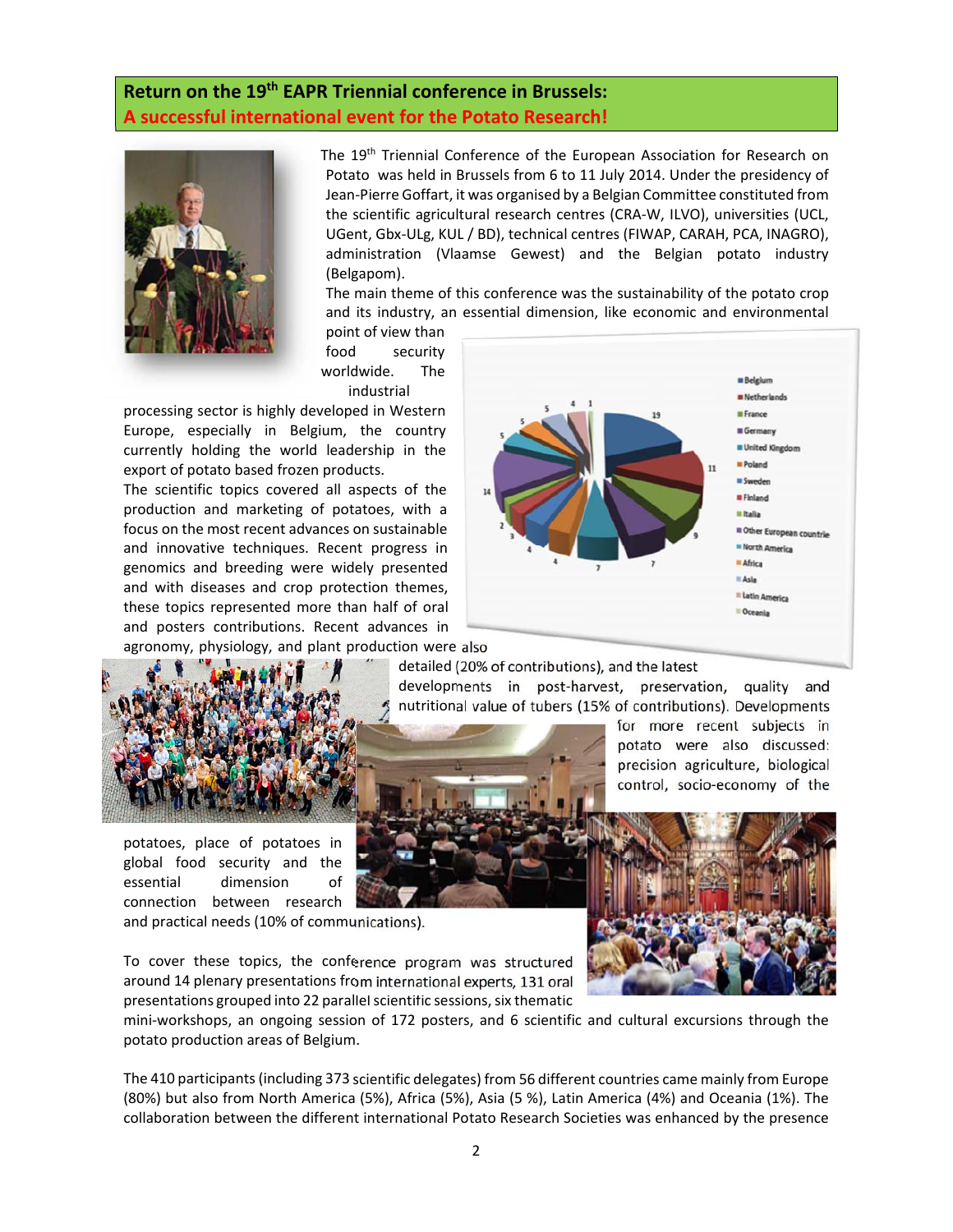## Return on the 19th EAPR Triennial conference in Brussels: A successful international event for the Potato Research!

The 19th Triennial Conference of the European Association for Research on Potato was held in Brussels from 6 to 11 July 2014. Under the presidency of Jean-Pierre Goffart, it was organised by a Belgian Committee constituted from the scientific agricultural research centres (CRA-W, ILVO), universities (UCL, UGent, Gbx-ULg, KUL / BD), technical centres (FIWAP, CARAH, PCA, INAGRO), administration (Vlaamse Gewest) and the Belgian potato industry (Belgapom).

The main theme of this conference was the sustainability of the potato crop and its industry, an essential dimension, like economic and environmental point of view than food security worldwide. The industrial processing sector is highly developed in Western Europe, especially in Belgium, the country currently holding the world leadership in the export of potato based frozen products.

The scientific topics covered all aspects of the production and marketing of potatoes, with a focus on the most recent advances on sustainable and innovative techniques. Recent progress in genomics and breeding were widely presented and with diseases and crop protection themes, these topics represented more than half of oral and posters contributions. Recent advances in agronomy, physiology, and plant production were also detailed (20% of contributions), and the latest developments in post-harvest, preservation, quality and nutritional value of tubers (15% of contributions). Developments for more recent subjects in potato were also discussed: precision agriculture, biological control, socio-economy of the potatoes, place of potatoes in global food security and the essential dimension of connection between research and practical needs (10% of communications).

To cover these topics, the conference program was structured around 14 plenary presentations from international experts, 131 oral presentations grouped into 22 parallel scientific sessions, six thematic mini-workshops, an ongoing session of 172 posters, and 6 scientific and cultural excursions through the potato production areas of Belgium.

The 410 participants (including 373 scientific delegates) from 56 different countries came mainly from Europe (80%) but also from North America (5%), Africa (5%), Asia (5 %), Latin America (4%) and Oceania (1%). The collaboration between the different international Potato Research Societies was enhanced by the presence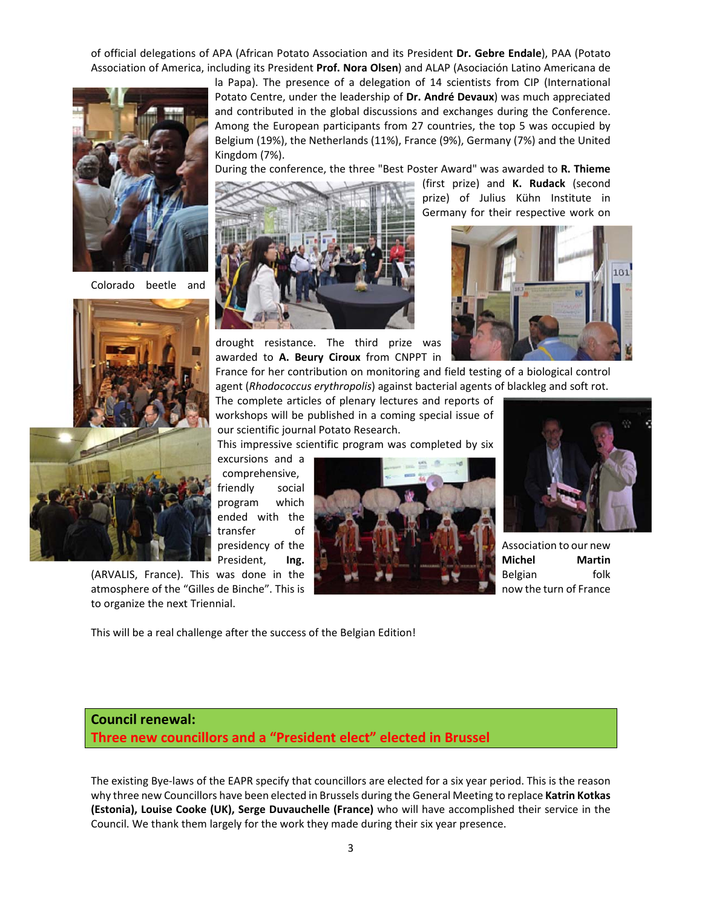of official delegations of APA (African Potato Association and its President **Dr. Gebre Endale**), PAA (Potato Association of America, including its President **Prof. Nora Olsen**) and ALAP (Asociación Latino Americana de la Papa). The presence of a delegation of 14 scientists from CIP (International Potato Centre, under the leadership of **Dr. André Devaux**) was much appreciated and contributed in the global discussions and exchanges during the Conference. Among the European participants from 27 countries, the top 5 was occupied by Belgium (19%), the Netherlands (11%), France (9%), Germany (7%) and the United Kingdom (7%).

During the conference, the three "Best Poster Award" was awarded to **R. Thieme** (first prize) and **K. Rudack** (second prize) of Julius Kühn Institute in Germany for their respective work on Colorado beetle and drought resistance. The third prize was awarded to **A. Beury Ciroux** from CNPPT in France for her contribution on monitoring and field testing of a biological control agent (*Rhodococcus erythropolis*) against bacterial agents of blackleg and soft rot.

The complete articles of plenary lectures and reports of workshops will be published in a coming special issue of our scientific journal Potato Research.

This impressive scientific program was completed by six excursions and a comprehensive, friendly social program which ended with the transfer of presidency of the Association to our new President, **Ing. Michel Martin** (ARVALIS, France). This was done in the atmosphere of the "Gilles de Binche". This is Belgian folk now the turn of France to organize the next Triennial.

This will be a real challenge after the success of the Belgian Edition!

## Council renewal:

## Three new councillors and a "President elect" elected in Brussel

The existing Bye-laws of the EAPR specify that councillors are elected for a six year period. This is the reason why three new Councillors have been elected in Brussels during the General Meeting to replace **Katrin Kotkas (Estonia), Louise Cooke (UK), Serge Duvauchelle (France)** who will have accomplished their service in the Council. We thank them largely for the work they made during their six year presence.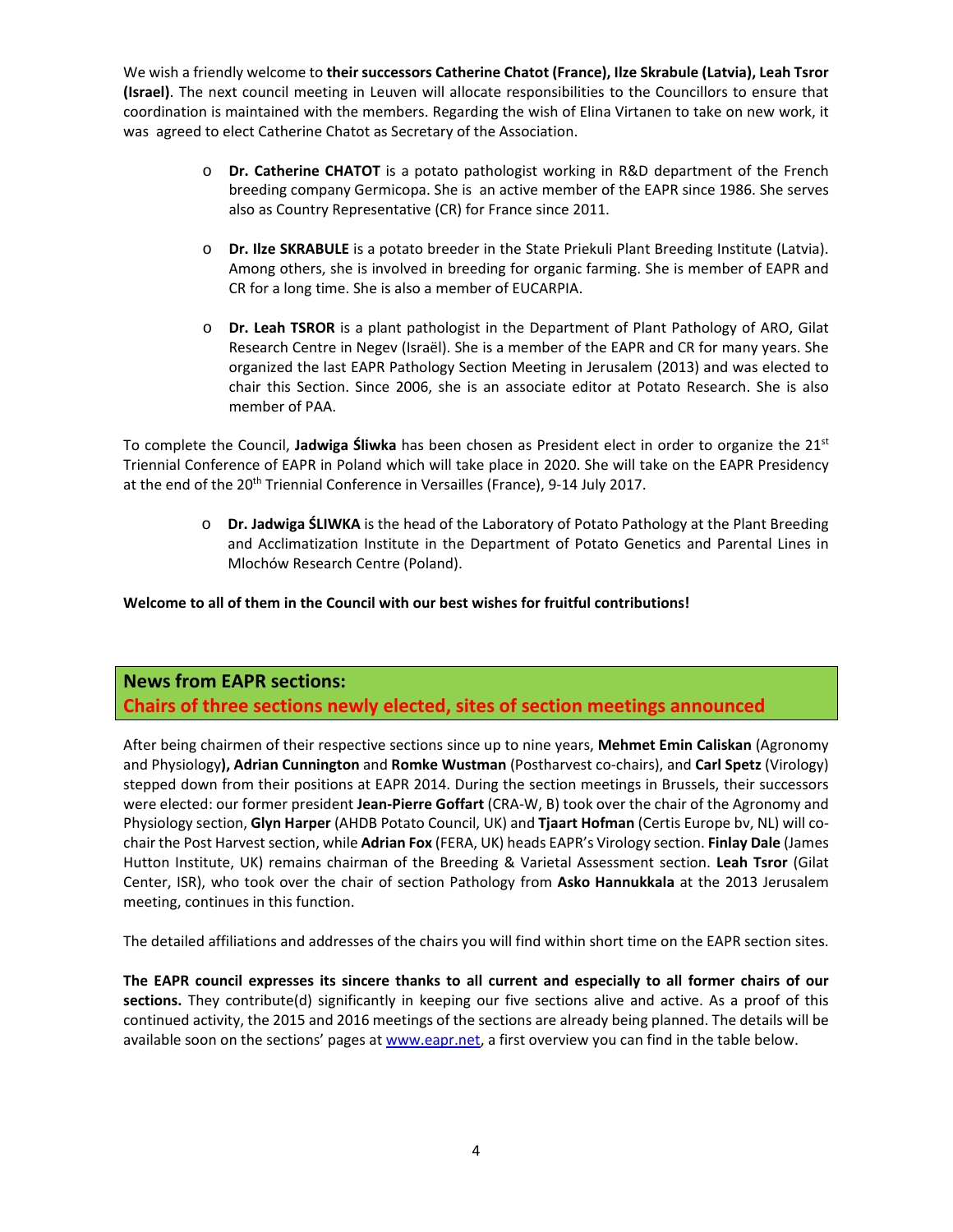We wish a friendly welcome to **their successors Catherine Chatot (France), Ilze Skrabule (Latvia), Leah Tsror (Israel)**. The next council meeting in Leuven will allocate responsibilities to the Councillors to ensure that coordination is maintained with the members. Regarding the wish of Elina Virtanen to take on new work, it was agreed to elect Catherine Chatot as Secretary of the Association.

- **Dr. Catherine CHATOT** is a potato pathologist working in R&D department of the French breeding company Germicopa. She is an active member of the EAPR since 1986. She serves also as Country Representative (CR) for France since 2011.
- **Dr. Ilze SKRABULE** is a potato breeder in the State Priekuli Plant Breeding Institute (Latvia). Among others, she is involved in breeding for organic farming. She is member of EAPR and CR for a long time. She is also a member of EUCARPIA.
- **Dr. Leah TSROR** is a plant pathologist in the Department of Plant Pathology of ARO, Gilat Research Centre in Negev (Israël). She is a member of the EAPR and CR for many years. She organized the last EAPR Pathology Section Meeting in Jerusalem (2013) and was elected to chair this Section. Since 2006, she is an associate editor at Potato Research. She is also member of PAA.

To complete the Council, **Jadwiga Śliwka** has been chosen as President elect in order to organize the 21st Triennial Conference of EAPR in Poland which will take place in 2020. She will take on the EAPR Presidency at the end of the 20th Triennial Conference in Versailles (France), 9-14 July 2017.

- **Dr. Jadwiga ŚLIWKA** is the head of the Laboratory of Potato Pathology at the Plant Breeding and Acclimatization Institute in the Department of Potato Genetics and Parental Lines in Mlochów Research Centre (Poland).

**Welcome to all of them in the Council with our best wishes for fruitful contributions!**

## News from EAPR sections:
## Chairs of three sections newly elected, sites of section meetings announced

After being chairmen of their respective sections since up to nine years, **Mehmet Emin Caliskan** (Agronomy and Physiology**), Adrian Cunnington** and **Romke Wustman** (Postharvest co-chairs), and **Carl Spetz** (Virology) stepped down from their positions at EAPR 2014. During the section meetings in Brussels, their successors were elected: our former president **Jean-Pierre Goffart** (CRA-W, B) took over the chair of the Agronomy and Physiology section, **Glyn Harper** (AHDB Potato Council, UK) and **Tjaart Hofman** (Certis Europe bv, NL) will co-chair the Post Harvest section, while **Adrian Fox** (FERA, UK) heads EAPR's Virology section. **Finlay Dale** (James Hutton Institute, UK) remains chairman of the Breeding & Varietal Assessment section. **Leah Tsror** (Gilat Center, ISR), who took over the chair of section Pathology from **Asko Hannukkala** at the 2013 Jerusalem meeting, continues in this function.

The detailed affiliations and addresses of the chairs you will find within short time on the EAPR section sites.

**The EAPR council expresses its sincere thanks to all current and especially to all former chairs of our sections.** They contribute(d) significantly in keeping our five sections alive and active. As a proof of this continued activity, the 2015 and 2016 meetings of the sections are already being planned. The details will be available soon on the sections' pages at [www.eapr.net](http://www.eapr.net), a first overview you can find in the table below.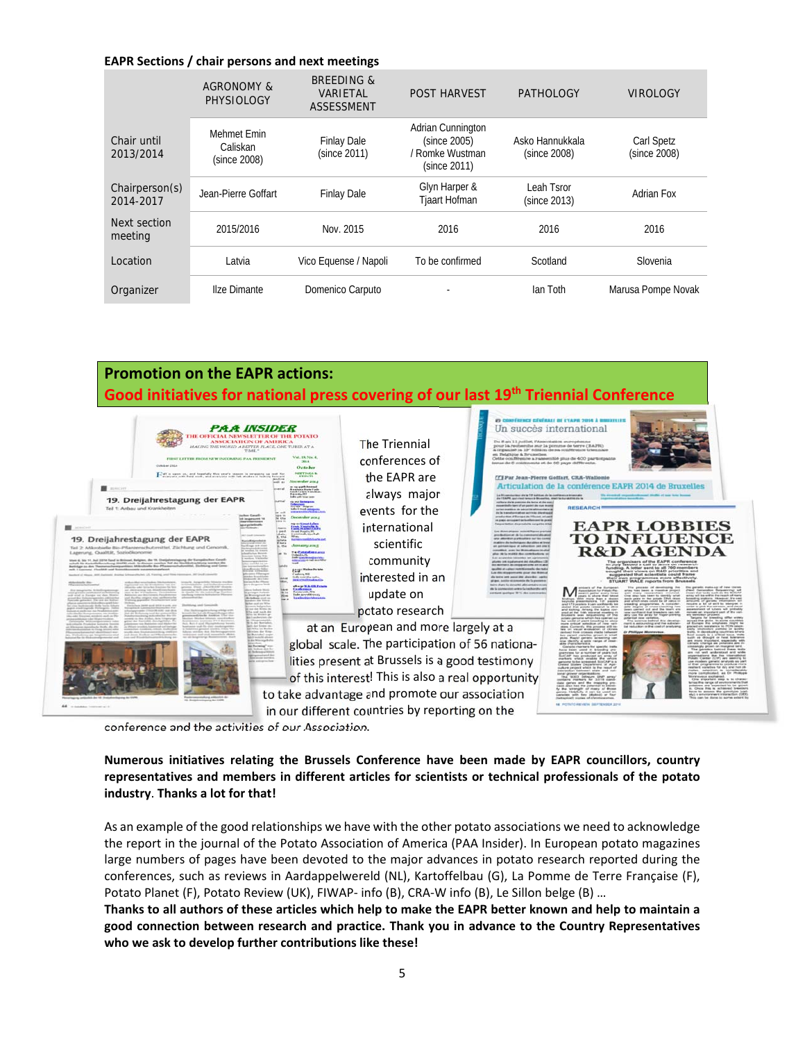**EAPR Sections / chair persons and next meetings**

| | AGRONOMY & PHYSIOLOGY | BREEDING & VARIETAL ASSESSMENT | POST HARVEST | PATHOLOGY | VIROLOGY |
|---|---|---|---|---|---|
| Chair until 2013/2014 | Mehmet Emin Caliskan (since 2008) | Finlay Dale (since 2011) | Adrian Cunnington (since 2005) / Romke Wustman (since 2011) | Asko Hannukkala (since 2008) | Carl Spetz (since 2008) |
| Chairperson(s) 2014-2017 | Jean-Pierre Goffart | Finlay Dale | Glyn Harper & Tjaart Hofman | Leah Tsror (since 2013) | Adrian Fox |
| Next section meeting | 2015/2016 | Nov. 2015 | 2016 | 2016 | 2016 |
| Location | Latvia | Vico Equense / Napoli | To be confirmed | Scotland | Slovenia |
| Organizer | Ilze Dimante | Domenico Carputo | - | Ian Toth | Marusa Pompe Novak |

## Promotion on the EAPR actions:

## Good initiatives for national press covering of our last 19th Triennial Conference

The Triennial conferences of the EAPR are always major events for the international scientific community interested in an update on potato research at an European and more largely at a global scale. The participation of 56 nationalities present at Brussels is a good testimony of this interest! This is also a real opportunity to take advantage and promote our association in our different countries by reporting on the conference and the activities of our Association.

**Numerous initiatives relating the Brussels Conference have been made by EAPR councillors, country representatives and members in different articles for scientists or technical professionals of the potato industry. Thanks a lot for that!**

As an example of the good relationships we have with the other potato associations we need to acknowledge the report in the journal of the Potato Association of America (PAA Insider). In European potato magazines large numbers of pages have been devoted to the major advances in potato research reported during the conferences, such as reviews in Aardappelwereld (NL), Kartoffelbau (G), La Pomme de Terre Française (F), Potato Planet (F), Potato Review (UK), FIWAP- info (B), CRA-W info (B), Le Sillon belge (B) …
**Thanks to all authors of these articles which help to make the EAPR better known and help to maintain a good connection between research and practice. Thank you in advance to the Country Representatives who we ask to develop further contributions like these!**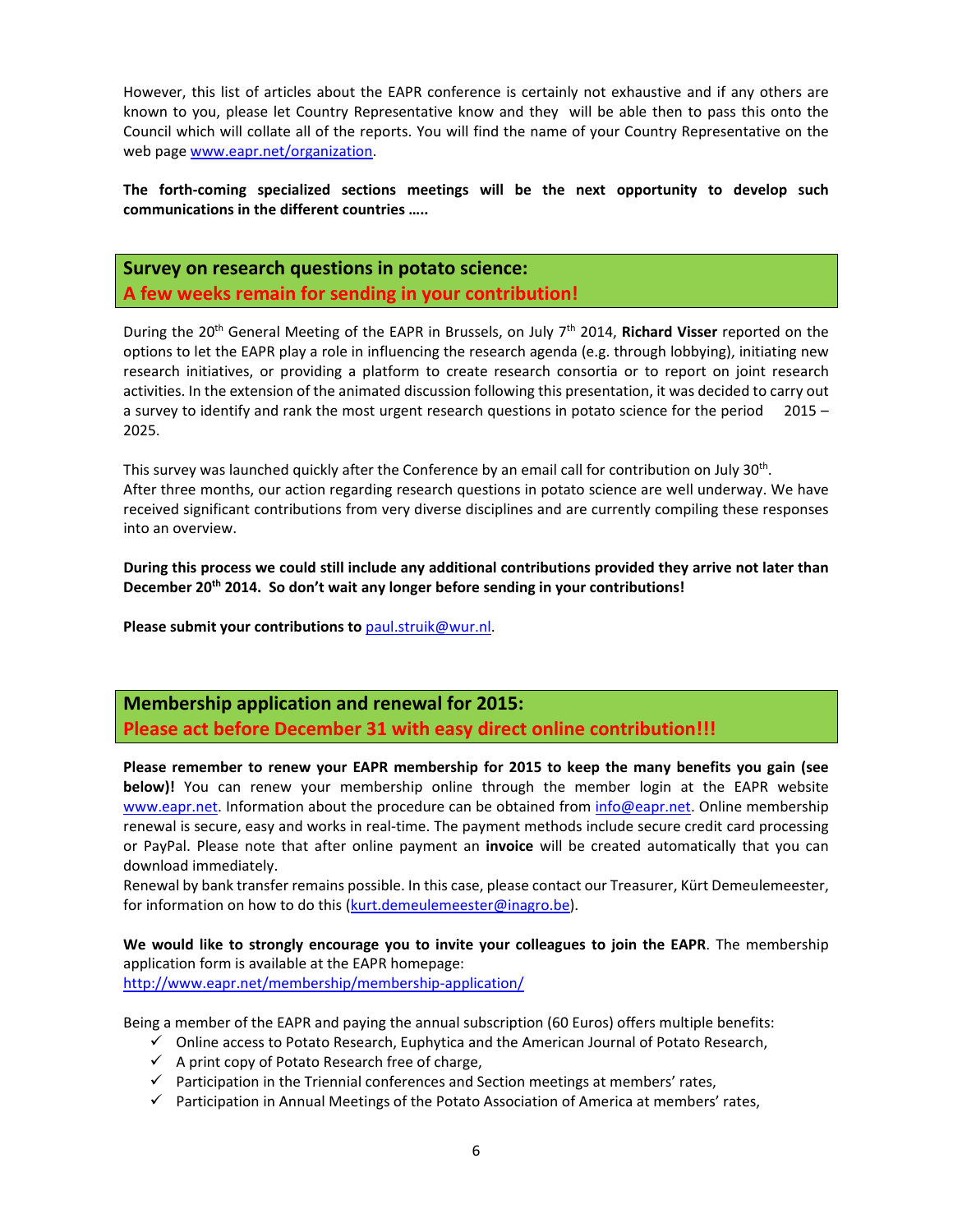However, this list of articles about the EAPR conference is certainly not exhaustive and if any others are known to you, please let Country Representative know and they will be able then to pass this onto the Council which will collate all of the reports. You will find the name of your Country Representative on the web page www.eapr.net/organization.

**The forth-coming specialized sections meetings will be the next opportunity to develop such communications in the different countries …..**

## Survey on research questions in potato science: A few weeks remain for sending in your contribution!

During the 20th General Meeting of the EAPR in Brussels, on July 7th 2014, **Richard Visser** reported on the options to let the EAPR play a role in influencing the research agenda (e.g. through lobbying), initiating new research initiatives, or providing a platform to create research consortia or to report on joint research activities. In the extension of the animated discussion following this presentation, it was decided to carry out a survey to identify and rank the most urgent research questions in potato science for the period 2015 – 2025.

This survey was launched quickly after the Conference by an email call for contribution on July 30th.
After three months, our action regarding research questions in potato science are well underway. We have received significant contributions from very diverse disciplines and are currently compiling these responses into an overview.

**During this process we could still include any additional contributions provided they arrive not later than December 20th 2014. So don't wait any longer before sending in your contributions!**

**Please submit your contributions to** paul.struik@wur.nl.

## Membership application and renewal for 2015: Please act before December 31 with easy direct online contribution!!!

**Please remember to renew your EAPR membership for 2015 to keep the many benefits you gain (see below)!** You can renew your membership online through the member login at the EAPR website www.eapr.net. Information about the procedure can be obtained from info@eapr.net. Online membership renewal is secure, easy and works in real-time. The payment methods include secure credit card processing or PayPal. Please note that after online payment an **invoice** will be created automatically that you can download immediately.
Renewal by bank transfer remains possible. In this case, please contact our Treasurer, Kürt Demeulemeester, for information on how to do this (kurt.demeulemeester@inagro.be).

**We would like to strongly encourage you to invite your colleagues to join the EAPR**. The membership application form is available at the EAPR homepage:
http://www.eapr.net/membership/membership-application/

Being a member of the EAPR and paying the annual subscription (60 Euros) offers multiple benefits:

- ✓ Online access to Potato Research, Euphytica and the American Journal of Potato Research,
- ✓ A print copy of Potato Research free of charge,
- ✓ Participation in the Triennial conferences and Section meetings at members' rates,
- ✓ Participation in Annual Meetings of the Potato Association of America at members' rates,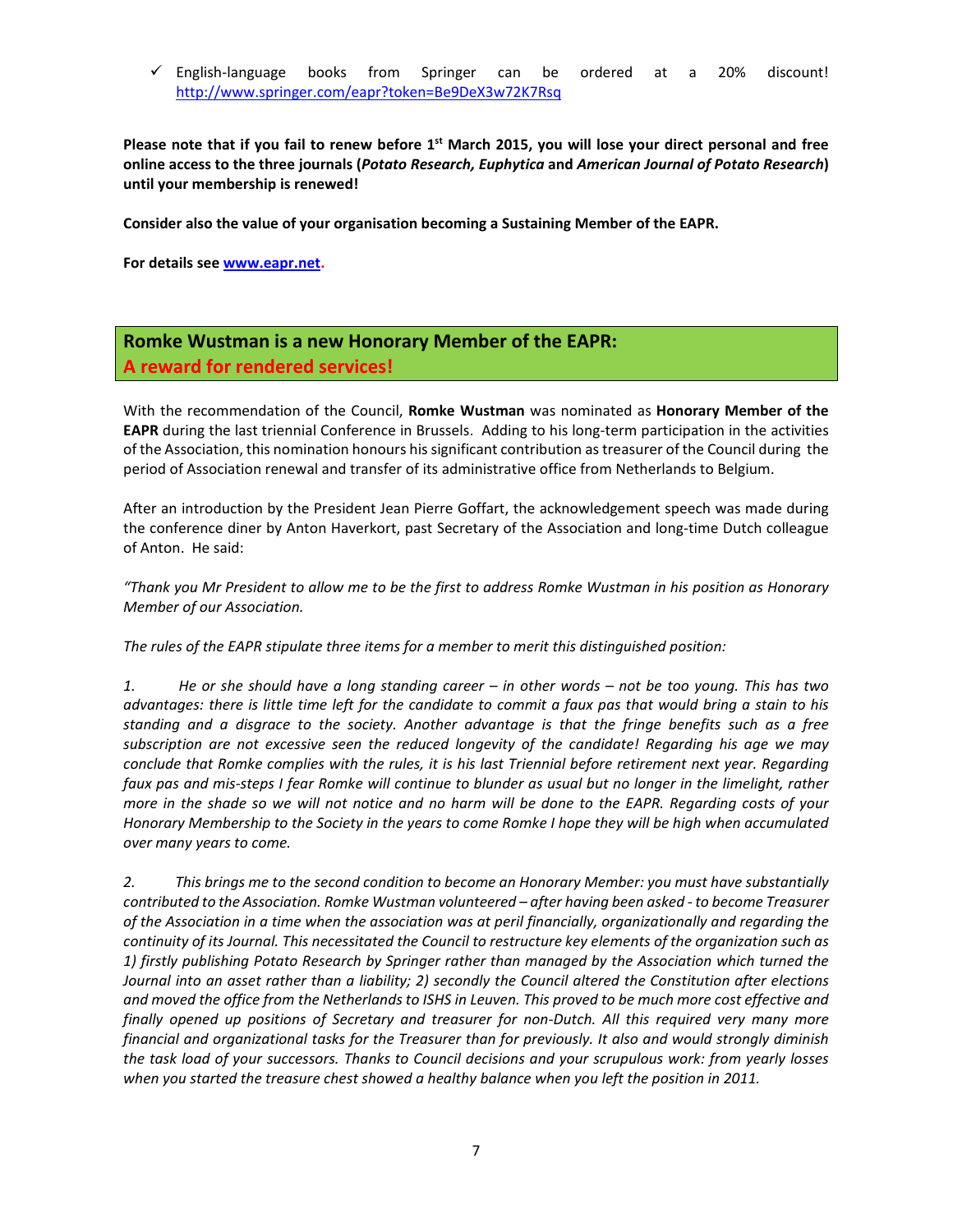- ✓ English-language books from Springer can be ordered at a 20% discount! http://www.springer.com/eapr?token=Be9DeX3w72K7Rsq

**Please note that if you fail to renew before 1st March 2015, you will lose your direct personal and free online access to the three journals (*Potato Research, Euphytica* and *American Journal of Potato Research*) until your membership is renewed!**

**Consider also the value of your organisation becoming a Sustaining Member of the EAPR.**

**For details see [www.eapr.net](http://www.eapr.net).**

## Romke Wustman is a new Honorary Member of the EAPR: A reward for rendered services!

With the recommendation of the Council, **Romke Wustman** was nominated as **Honorary Member of the EAPR** during the last triennial Conference in Brussels. Adding to his long-term participation in the activities of the Association, this nomination honours his significant contribution as treasurer of the Council during the period of Association renewal and transfer of its administrative office from Netherlands to Belgium.

After an introduction by the President Jean Pierre Goffart, the acknowledgement speech was made during the conference diner by Anton Haverkort, past Secretary of the Association and long-time Dutch colleague of Anton. He said:

*"Thank you Mr President to allow me to be the first to address Romke Wustman in his position as Honorary Member of our Association.*

*The rules of the EAPR stipulate three items for a member to merit this distinguished position:*

*1. He or she should have a long standing career – in other words – not be too young. This has two advantages: there is little time left for the candidate to commit a faux pas that would bring a stain to his standing and a disgrace to the society. Another advantage is that the fringe benefits such as a free subscription are not excessive seen the reduced longevity of the candidate! Regarding his age we may conclude that Romke complies with the rules, it is his last Triennial before retirement next year. Regarding faux pas and mis-steps I fear Romke will continue to blunder as usual but no longer in the limelight, rather more in the shade so we will not notice and no harm will be done to the EAPR. Regarding costs of your Honorary Membership to the Society in the years to come Romke I hope they will be high when accumulated over many years to come.*

*2. This brings me to the second condition to become an Honorary Member: you must have substantially contributed to the Association. Romke Wustman volunteered – after having been asked - to become Treasurer of the Association in a time when the association was at peril financially, organizationally and regarding the continuity of its Journal. This necessitated the Council to restructure key elements of the organization such as 1) firstly publishing Potato Research by Springer rather than managed by the Association which turned the Journal into an asset rather than a liability; 2) secondly the Council altered the Constitution after elections and moved the office from the Netherlands to ISHS in Leuven. This proved to be much more cost effective and finally opened up positions of Secretary and treasurer for non-Dutch. All this required very many more financial and organizational tasks for the Treasurer than for previously. It also and would strongly diminish the task load of your successors. Thanks to Council decisions and your scrupulous work: from yearly losses when you started the treasure chest showed a healthy balance when you left the position in 2011.*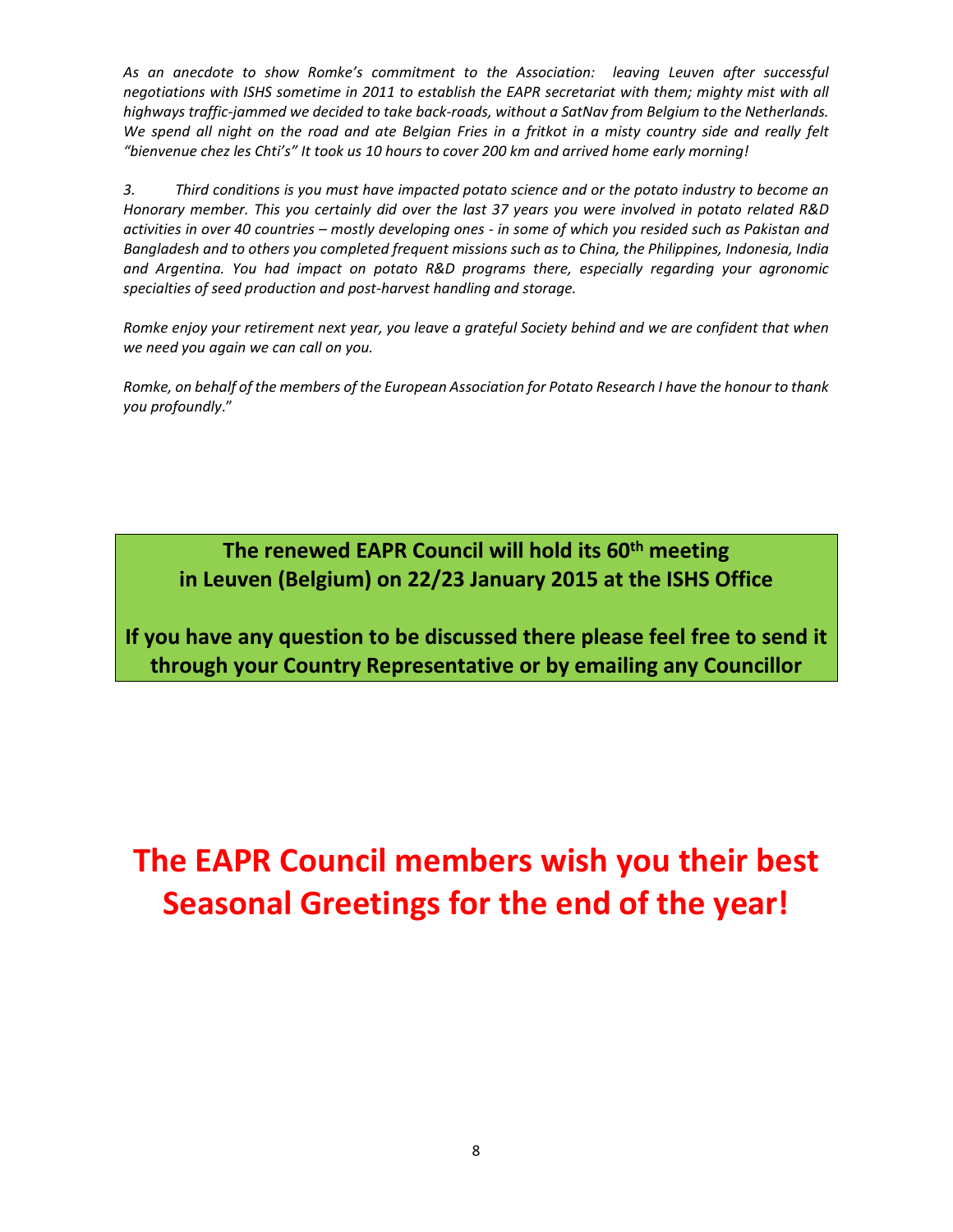*As an anecdote to show Romke's commitment to the Association: leaving Leuven after successful negotiations with ISHS sometime in 2011 to establish the EAPR secretariat with them; mighty mist with all highways traffic-jammed we decided to take back-roads, without a SatNav from Belgium to the Netherlands. We spend all night on the road and ate Belgian Fries in a fritkot in a misty country side and really felt "bienvenue chez les Chti's" It took us 10 hours to cover 200 km and arrived home early morning!*

*3. Third conditions is you must have impacted potato science and or the potato industry to become an Honorary member. This you certainly did over the last 37 years you were involved in potato related R&D activities in over 40 countries – mostly developing ones - in some of which you resided such as Pakistan and Bangladesh and to others you completed frequent missions such as to China, the Philippines, Indonesia, India and Argentina. You had impact on potato R&D programs there, especially regarding your agronomic specialties of seed production and post-harvest handling and storage.*

*Romke enjoy your retirement next year, you leave a grateful Society behind and we are confident that when we need you again we can call on you.*

*Romke, on behalf of the members of the European Association for Potato Research I have the honour to thank you profoundly*."

**The renewed EAPR Council will hold its 60th meeting in Leuven (Belgium) on 22/23 January 2015 at the ISHS Office**

**If you have any question to be discussed there please feel free to send it through your Country Representative or by emailing any Councillor**

# The EAPR Council members wish you their best Seasonal Greetings for the end of the year!